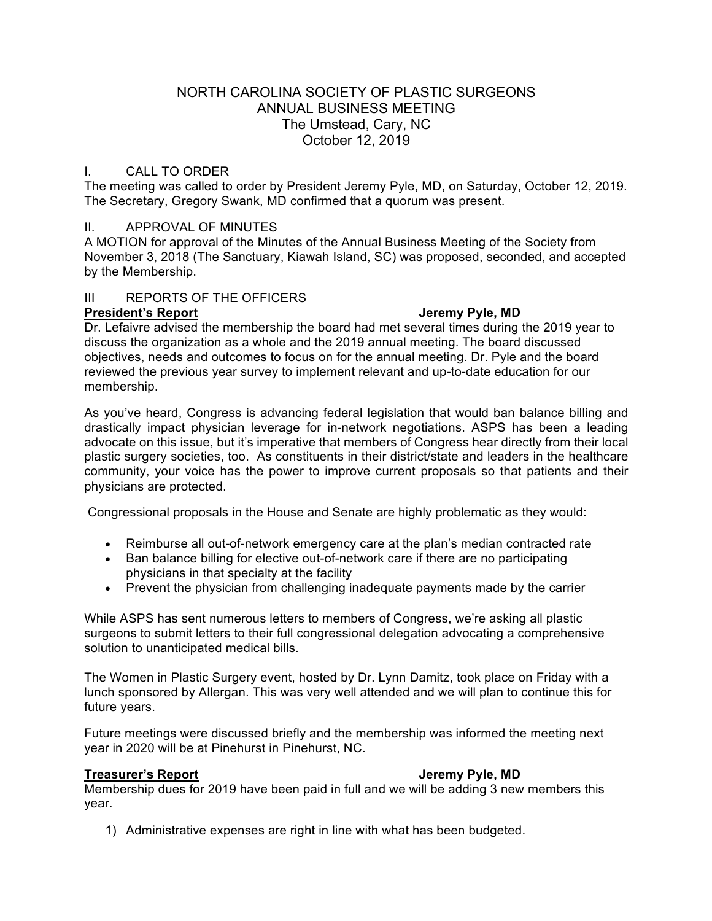# NORTH CAROLINA SOCIETY OF PLASTIC SURGEONS
## ANNUAL BUSINESS MEETING
### The Umstead, Cary, NC
### October 12, 2019

## I. CALL TO ORDER

The meeting was called to order by President Jeremy Pyle, MD, on Saturday, October 12, 2019. The Secretary, Gregory Swank, MD confirmed that a quorum was present.

## II. APPROVAL OF MINUTES

A MOTION for approval of the Minutes of the Annual Business Meeting of the Society from November 3, 2018 (The Sanctuary, Kiawah Island, SC) was proposed, seconded, and accepted by the Membership.

## III REPORTS OF THE OFFICERS

**President's Report** — **Jeremy Pyle, MD**

Dr. Lefaivre advised the membership the board had met several times during the 2019 year to discuss the organization as a whole and the 2019 annual meeting. The board discussed objectives, needs and outcomes to focus on for the annual meeting. Dr. Pyle and the board reviewed the previous year survey to implement relevant and up-to-date education for our membership.

As you've heard, Congress is advancing federal legislation that would ban balance billing and drastically impact physician leverage for in-network negotiations. ASPS has been a leading advocate on this issue, but it's imperative that members of Congress hear directly from their local plastic surgery societies, too. As constituents in their district/state and leaders in the healthcare community, your voice has the power to improve current proposals so that patients and their physicians are protected.

Congressional proposals in the House and Senate are highly problematic as they would:

- Reimburse all out-of-network emergency care at the plan's median contracted rate
- Ban balance billing for elective out-of-network care if there are no participating physicians in that specialty at the facility
- Prevent the physician from challenging inadequate payments made by the carrier

While ASPS has sent numerous letters to members of Congress, we're asking all plastic surgeons to submit letters to their full congressional delegation advocating a comprehensive solution to unanticipated medical bills.

The Women in Plastic Surgery event, hosted by Dr. Lynn Damitz, took place on Friday with a lunch sponsored by Allergan. This was very well attended and we will plan to continue this for future years.

Future meetings were discussed briefly and the membership was informed the meeting next year in 2020 will be at Pinehurst in Pinehurst, NC.

**Treasurer's Report** — **Jeremy Pyle, MD**

Membership dues for 2019 have been paid in full and we will be adding 3 new members this year.

1) Administrative expenses are right in line with what has been budgeted.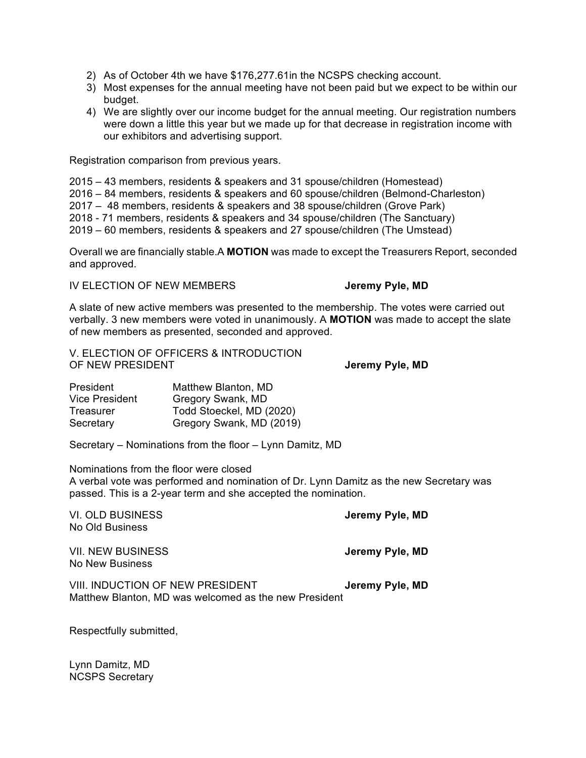2) As of October 4th we have $176,277.61in the NCSPS checking account.
3) Most expenses for the annual meeting have not been paid but we expect to be within our budget.
4) We are slightly over our income budget for the annual meeting. Our registration numbers were down a little this year but we made up for that decrease in registration income with our exhibitors and advertising support.

Registration comparison from previous years.

2015 – 43 members, residents & speakers and 31 spouse/children (Homestead)
2016 – 84 members, residents & speakers and 60 spouse/children (Belmond-Charleston)
2017 – 48 members, residents & speakers and 38 spouse/children (Grove Park)
2018 - 71 members, residents & speakers and 34 spouse/children (The Sanctuary)
2019 – 60 members, residents & speakers and 27 spouse/children (The Umstead)

Overall we are financially stable.A **MOTION** was made to except the Treasurers Report, seconded and approved.

IV ELECTION OF NEW MEMBERS **Jeremy Pyle, MD**

A slate of new active members was presented to the membership. The votes were carried out verbally. 3 new members were voted in unanimously. A **MOTION** was made to accept the slate of new members as presented, seconded and approved.

V. ELECTION OF OFFICERS & INTRODUCTION OF NEW PRESIDENT **Jeremy Pyle, MD**

| | |
|---|---|
| President | Matthew Blanton, MD |
| Vice President | Gregory Swank, MD |
| Treasurer | Todd Stoeckel, MD (2020) |
| Secretary | Gregory Swank, MD (2019) |

Secretary – Nominations from the floor – Lynn Damitz, MD

Nominations from the floor were closed
A verbal vote was performed and nomination of Dr. Lynn Damitz as the new Secretary was passed. This is a 2-year term and she accepted the nomination.

VI. OLD BUSINESS **Jeremy Pyle, MD**
No Old Business

VII. NEW BUSINESS **Jeremy Pyle, MD**
No New Business

VIII. INDUCTION OF NEW PRESIDENT **Jeremy Pyle, MD**
Matthew Blanton, MD was welcomed as the new President

Respectfully submitted,

Lynn Damitz, MD
NCSPS Secretary